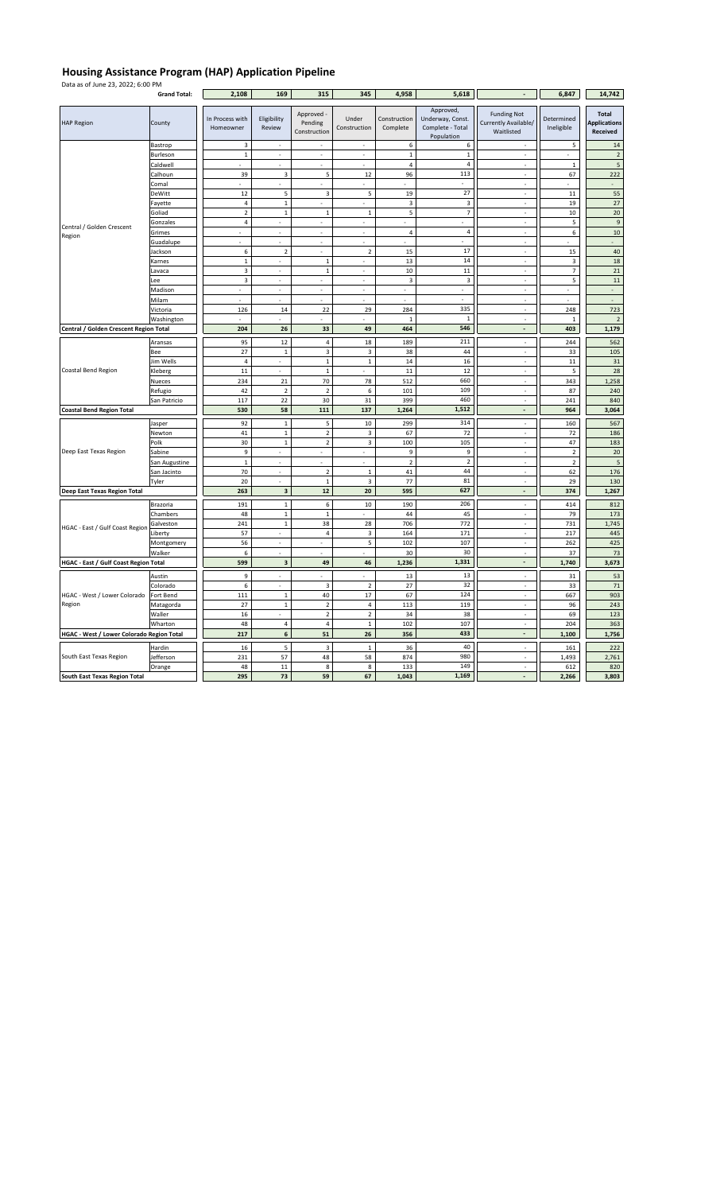# Housing Assistance Program (HAP) Application Pipeline

Data as of June 23, 2022; 6:00 PM

| HAP Region | County | In Process with Homeowner | Eligibility Review | Approved - Pending Construction | Under Construction | Construction Complete | Approved, Underway, Const. Complete - Total Population | Funding Not Currently Available/ Waitlisted | Determined Ineligible | Total Applications Received |
|---|---|---|---|---|---|---|---|---|---|---|
| | **Grand Total:** | 2,108 | 169 | 315 | 345 | 4,958 | 5,618 | - | 6,847 | 14,742 |
| Central / Golden Crescent Region | Bastrop | 3 | - | - | - | 6 | 6 | - | 5 | 14 |
| | Burleson | 1 | - | - | - | 1 | 1 | - | - | 2 |
| | Caldwell | - | - | - | - | 4 | 4 | - | 1 | 5 |
| | Calhoun | 39 | 3 | 5 | 12 | 96 | 113 | - | 67 | 222 |
| | Comal | - | - | - | - | - | - | - | - | - |
| | DeWitt | 12 | 5 | 3 | 5 | 19 | 27 | - | 11 | 55 |
| | Fayette | 4 | 1 | - | - | 3 | 3 | - | 19 | 27 |
| | Goliad | 2 | 1 | 1 | 1 | 5 | 7 | - | 10 | 20 |
| | Gonzales | 4 | - | - | - | - | - | - | 5 | 9 |
| | Grimes | - | - | - | - | 4 | 4 | - | 6 | 10 |
| | Guadalupe | - | - | - | - | - | - | - | - | - |
| | Jackson | 6 | 2 | - | 2 | 15 | 17 | - | 15 | 40 |
| | Karnes | 1 | - | 1 | - | 13 | 14 | - | 3 | 18 |
| | Lavaca | 3 | - | 1 | - | 10 | 11 | - | 7 | 21 |
| | Lee | 3 | - | - | - | 3 | 3 | - | 5 | 11 |
| | Madison | - | - | - | - | - | - | - | - | - |
| | Milam | - | - | - | - | - | - | - | - | - |
| | Victoria | 126 | 14 | 22 | 29 | 284 | 335 | - | 248 | 723 |
| | Washington | - | - | - | - | 1 | 1 | - | 1 | 2 |
| **Central / Golden Crescent Region Total** | | **204** | **26** | **33** | **49** | **464** | **546** | **-** | **403** | **1,179** |
| Coastal Bend Region | Aransas | 95 | 12 | 4 | 18 | 189 | 211 | - | 244 | 562 |
| | Bee | 27 | 1 | 3 | 3 | 38 | 44 | - | 33 | 105 |
| | Jim Wells | 4 | - | 1 | 1 | 14 | 16 | - | 11 | 31 |
| | Kleberg | 11 | - | 1 | - | 11 | 12 | - | 5 | 28 |
| | Nueces | 234 | 21 | 70 | 78 | 512 | 660 | - | 343 | 1,258 |
| | Refugio | 42 | 2 | 2 | 6 | 101 | 109 | - | 87 | 240 |
| | San Patricio | 117 | 22 | 30 | 31 | 399 | 460 | - | 241 | 840 |
| **Coastal Bend Region Total** | | **530** | **58** | **111** | **137** | **1,264** | **1,512** | **-** | **964** | **3,064** |
| Deep East Texas Region | Jasper | 92 | 1 | 5 | 10 | 299 | 314 | - | 160 | 567 |
| | Newton | 41 | 1 | 2 | 3 | 67 | 72 | - | 72 | 186 |
| | Polk | 30 | 1 | 2 | 3 | 100 | 105 | - | 47 | 183 |
| | Sabine | 9 | - | - | - | 9 | 9 | - | 2 | 20 |
| | San Augustine | 1 | - | - | - | 2 | 2 | - | 2 | 5 |
| | San Jacinto | 70 | - | 2 | 1 | 41 | 44 | - | 62 | 176 |
| | Tyler | 20 | - | 1 | 3 | 77 | 81 | - | 29 | 130 |
| **Deep East Texas Region Total** | | **263** | **3** | **12** | **20** | **595** | **627** | **-** | **374** | **1,267** |
| HGAC - East / Gulf Coast Region | Brazoria | 191 | 1 | 6 | 10 | 190 | 206 | - | 414 | 812 |
| | Chambers | 48 | 1 | 1 | - | 44 | 45 | - | 79 | 173 |
| | Galveston | 241 | 1 | 38 | 28 | 706 | 772 | - | 731 | 1,745 |
| | Liberty | 57 | - | 4 | 3 | 164 | 171 | - | 217 | 445 |
| | Montgomery | 56 | - | - | 5 | 102 | 107 | - | 262 | 425 |
| | Walker | 6 | - | - | - | 30 | 30 | - | 37 | 73 |
| **HGAC - East / Gulf Coast Region Total** | | **599** | **3** | **49** | **46** | **1,236** | **1,331** | **-** | **1,740** | **3,673** |
| HGAC - West / Lower Colorado Region | Austin | 9 | - | - | - | 13 | 13 | - | 31 | 53 |
| | Colorado | 6 | - | 3 | 2 | 27 | 32 | - | 33 | 71 |
| | Fort Bend | 111 | 1 | 40 | 17 | 67 | 124 | - | 667 | 903 |
| | Matagorda | 27 | 1 | 2 | 4 | 113 | 119 | - | 96 | 243 |
| | Waller | 16 | - | 2 | 2 | 34 | 38 | - | 69 | 123 |
| | Wharton | 48 | 4 | 4 | 1 | 102 | 107 | - | 204 | 363 |
| **HGAC - West / Lower Colorado Region Total** | | **217** | **6** | **51** | **26** | **356** | **433** | **-** | **1,100** | **1,756** |
| South East Texas Region | Hardin | 16 | 5 | 3 | 1 | 36 | 40 | - | 161 | 222 |
| | Jefferson | 231 | 57 | 48 | 58 | 874 | 980 | - | 1,493 | 2,761 |
| | Orange | 48 | 11 | 8 | 8 | 133 | 149 | - | 612 | 820 |
| **South East Texas Region Total** | | **295** | **73** | **59** | **67** | **1,043** | **1,169** | **-** | **2,266** | **3,803** |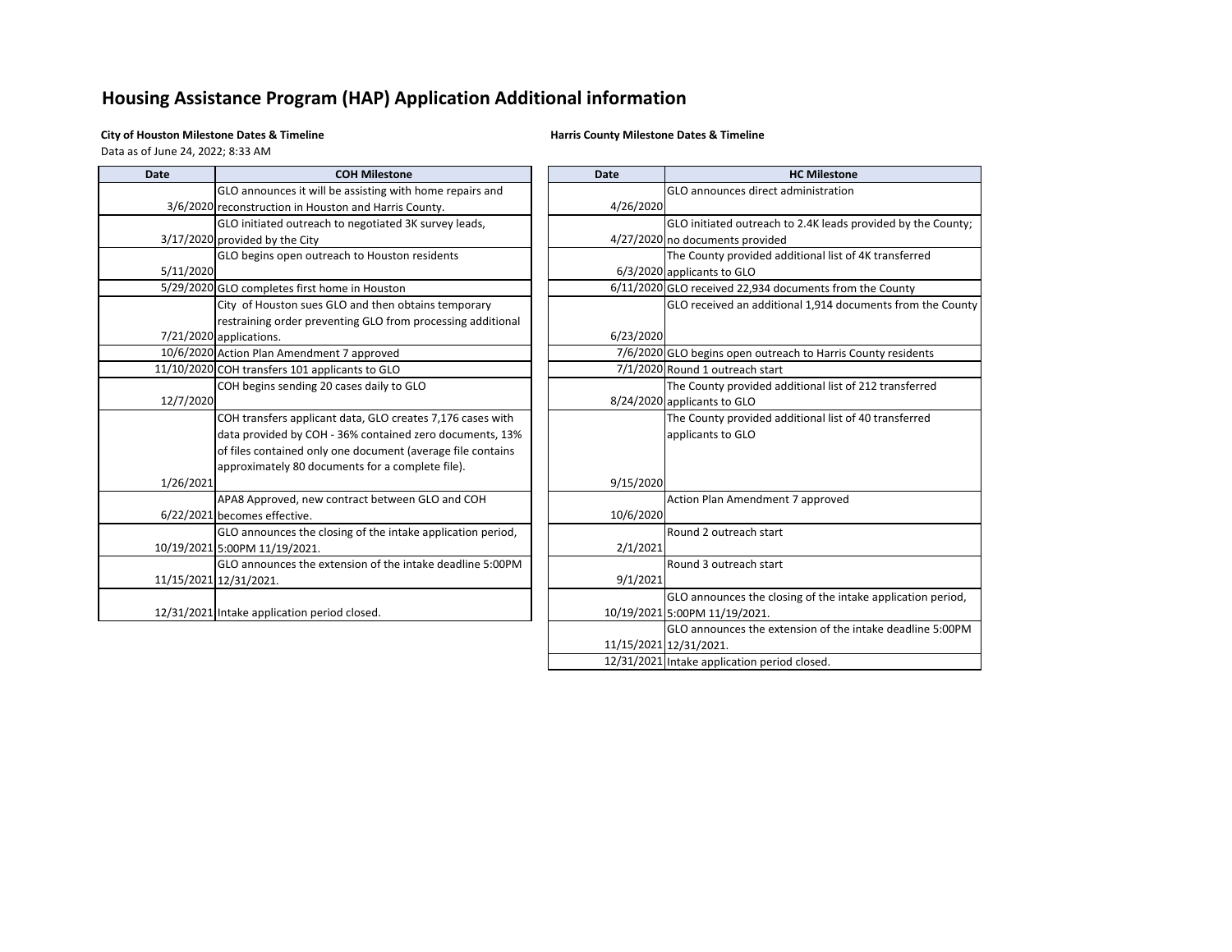# Housing Assistance Program (HAP) Application Additional information

**City of Houston Milestone Dates & Timeline**

Data as of June 24, 2022; 8:33 AM

| Date | COH Milestone |
|---|---|
| 3/6/2020 | GLO announces it will be assisting with home repairs and reconstruction in Houston and Harris County. |
| 3/17/2020 | GLO initiated outreach to negotiated 3K survey leads, provided by the City |
| 5/11/2020 | GLO begins open outreach to Houston residents |
| 5/29/2020 | GLO completes first home in Houston |
| 7/21/2020 | City of Houston sues GLO and then obtains temporary restraining order preventing GLO from processing additional applications. |
| 10/6/2020 | Action Plan Amendment 7 approved |
| 11/10/2020 | COH transfers 101 applicants to GLO |
| 12/7/2020 | COH begins sending 20 cases daily to GLO |
| 1/26/2021 | COH transfers applicant data, GLO creates 7,176 cases with data provided by COH - 36% contained zero documents, 13% of files contained only one document (average file contains approximately 80 documents for a complete file). |
| 6/22/2021 | APA8 Approved, new contract between GLO and COH becomes effective. |
| 10/19/2021 | GLO announces the closing of the intake application period, 5:00PM 11/19/2021. |
| 11/15/2021 | GLO announces the extension of the intake deadline 5:00PM 12/31/2021. |
| 12/31/2021 | Intake application period closed. |

**Harris County Milestone Dates & Timeline**

| Date | HC Milestone |
|---|---|
| 4/26/2020 | GLO announces direct administration |
| 4/27/2020 | GLO initiated outreach to 2.4K leads provided by the County; no documents provided |
| 6/3/2020 | The County provided additional list of 4K transferred applicants to GLO |
| 6/11/2020 | GLO received 22,934 documents from the County |
| 6/23/2020 | GLO received an additional 1,914 documents from the County |
| 7/6/2020 | GLO begins open outreach to Harris County residents |
| 7/1/2020 | Round 1 outreach start |
| 8/24/2020 | The County provided additional list of 212 transferred applicants to GLO |
| 9/15/2020 | The County provided additional list of 40 transferred applicants to GLO |
| 10/6/2020 | Action Plan Amendment 7 approved |
| 2/1/2021 | Round 2 outreach start |
| 9/1/2021 | Round 3 outreach start |
| 10/19/2021 | GLO announces the closing of the intake application period, 5:00PM 11/19/2021. |
| 11/15/2021 | GLO announces the extension of the intake deadline 5:00PM 12/31/2021. |
| 12/31/2021 | Intake application period closed. |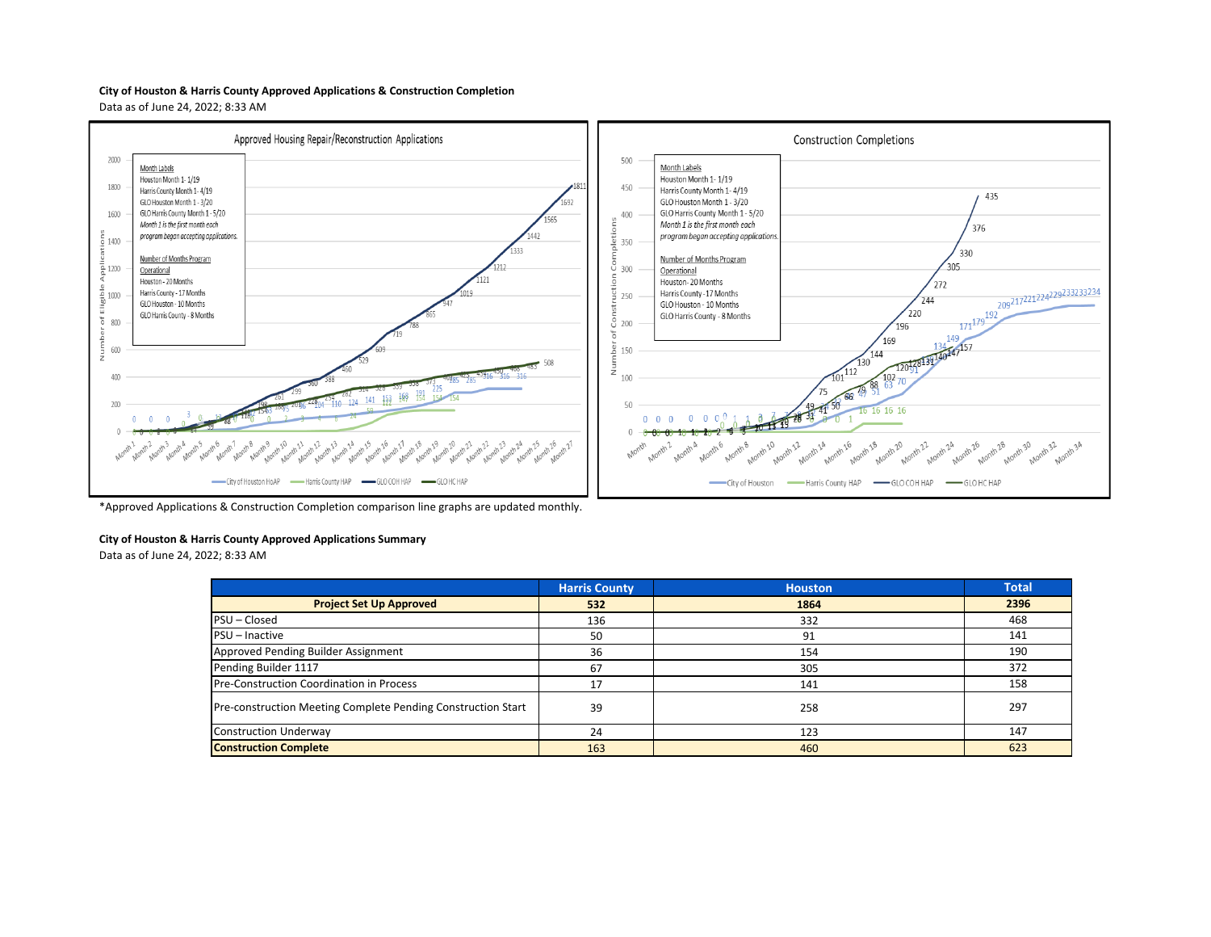**City of Houston & Harris County Approved Applications & Construction Completion**

Data as of June 24, 2022; 8:33 AM

Approved Housing Repair/Reconstruction Applications

Number of Eligible Applications

Month Labels
Houston Month 1- 1/19
Harris County Month 1- 4/19
GLO Houston Month 1 - 3/20
GLO Harris County Month 1 - 5/20
*Month 1 is the first month each program began accepting applications.*

Number of Months Program Operational
Houston - 20 Months
Harris County - 17 Months
GLO Houston - 10 Months
GLO Harris County - 8 Months

City of Houston HoAP — Harris County HAP — GLO COH HAP — GLO HC HAP

Construction Completions

Number of Construction Completions

Month Labels
Houston Month 1- 1/19
Harris County Month 1- 4/19
GLO Houston Month 1 - 3/20
GLO Harris County Month 1 - 5/20
*Month 1 is the first month each program began accepting applications.*

Number of Months Program Operational
Houston- 20 Months
Harris County - 17 Months
GLO Houston - 10 Months
GLO Harris County - 8 Months

City of Houston — Harris County HAP — GLO COH HAP — GLO HC HAP

*Approved Applications & Construction Completion comparison line graphs are updated monthly.

**City of Houston & Harris County Approved Applications Summary**

Data as of June 24, 2022; 8:33 AM

| | Harris County | Houston | Total |
|---|---|---|---|
| **Project Set Up Approved** | **532** | **1864** | **2396** |
| PSU – Closed | 136 | 332 | 468 |
| PSU – Inactive | 50 | 91 | 141 |
| Approved Pending Builder Assignment | 36 | 154 | 190 |
| Pending Builder 1117 | 67 | 305 | 372 |
| Pre-Construction Coordination in Process | 17 | 141 | 158 |
| Pre-construction Meeting Complete Pending Construction Start | 39 | 258 | 297 |
| Construction Underway | 24 | 123 | 147 |
| **Construction Complete** | 163 | 460 | 623 |